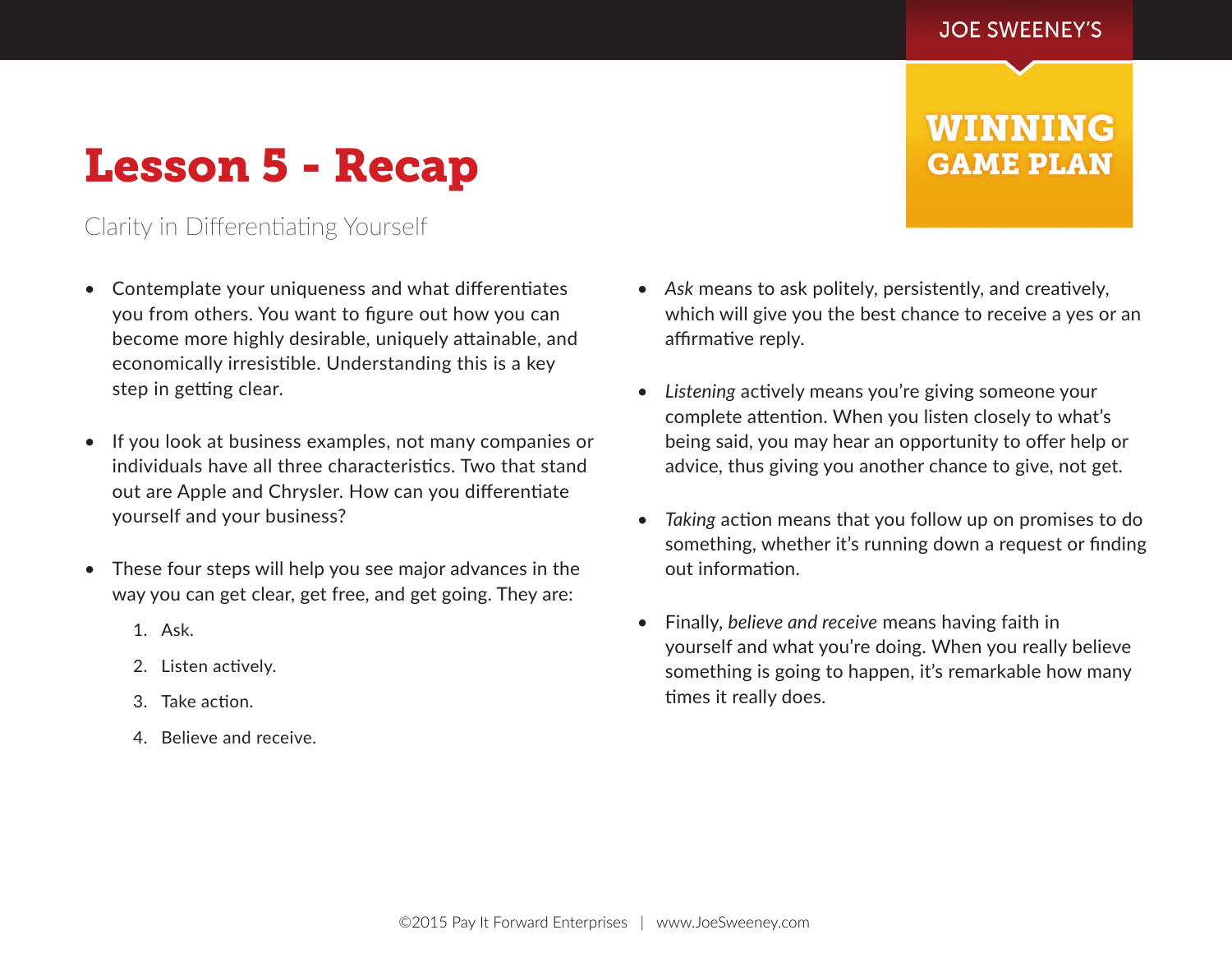JOE SWEENEY'S

**WINNING GAME PLAN**

# Lesson 5 - Recap

Clarity in Differentiating Yourself

- Contemplate your uniqueness and what differentiates you from others. You want to figure out how you can become more highly desirable, uniquely attainable, and economically irresistible. Understanding this is a key step in getting clear.

- If you look at business examples, not many companies or individuals have all three characteristics. Two that stand out are Apple and Chrysler. How can you differentiate yourself and your business?

- These four steps will help you see major advances in the way you can get clear, get free, and get going. They are:

  1. Ask.
  2. Listen actively.
  3. Take action.
  4. Believe and receive.

- *Ask* means to ask politely, persistently, and creatively, which will give you the best chance to receive a yes or an affirmative reply.

- *Listening* actively means you're giving someone your complete attention. When you listen closely to what's being said, you may hear an opportunity to offer help or advice, thus giving you another chance to give, not get.

- *Taking* action means that you follow up on promises to do something, whether it's running down a request or finding out information.

- Finally, *believe and receive* means having faith in yourself and what you're doing. When you really believe something is going to happen, it's remarkable how many times it really does.

©2015 Pay It Forward Enterprises | www.JoeSweeney.com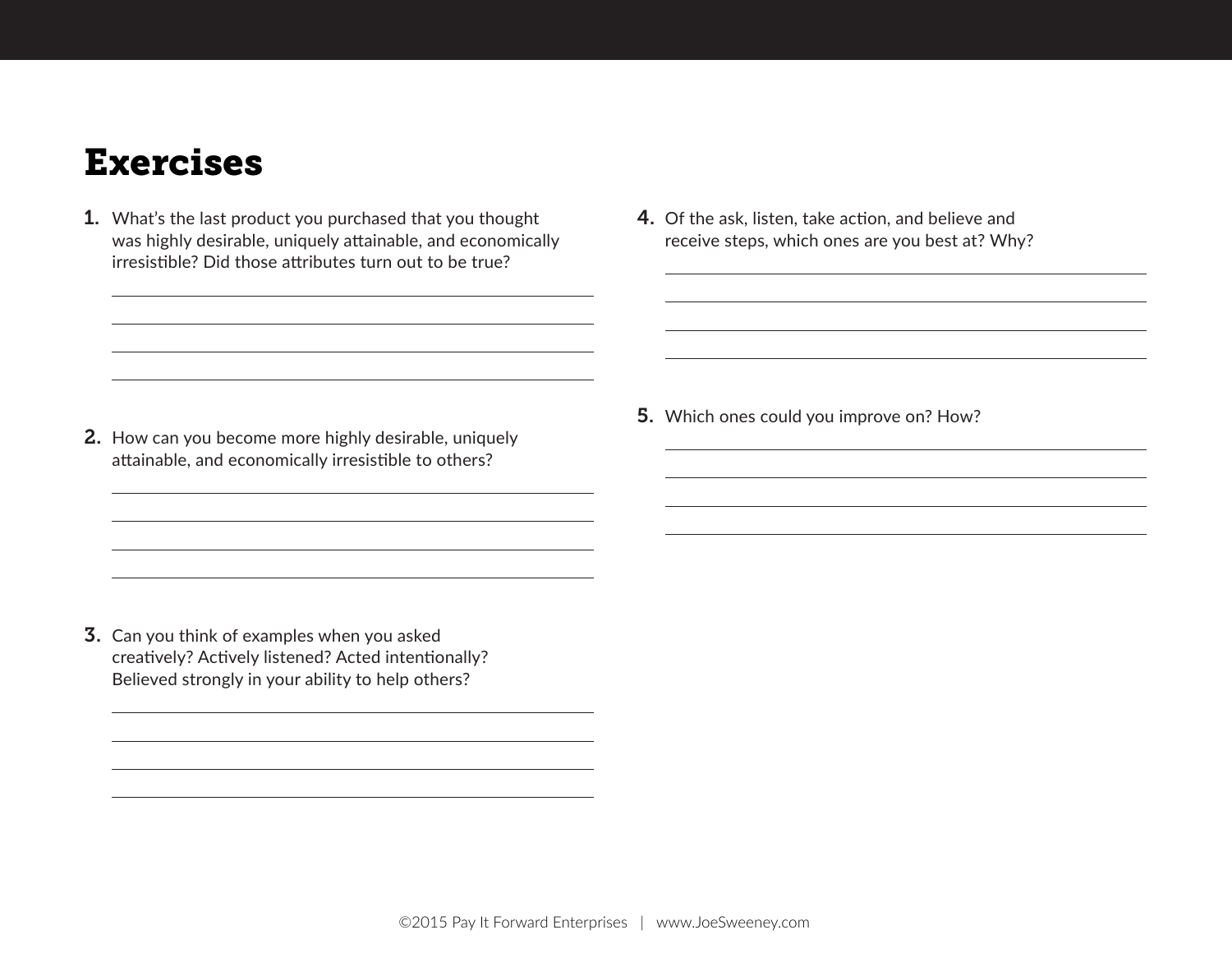# Exercises

1. What's the last product you purchased that you thought was highly desirable, uniquely attainable, and economically irresistible? Did those attributes turn out to be true?

2. How can you become more highly desirable, uniquely attainable, and economically irresistible to others?

3. Can you think of examples when you asked creatively? Actively listened? Acted intentionally? Believed strongly in your ability to help others?

4. Of the ask, listen, take action, and believe and receive steps, which ones are you best at? Why?

5. Which ones could you improve on? How?

©2015 Pay It Forward Enterprises | www.JoeSweeney.com